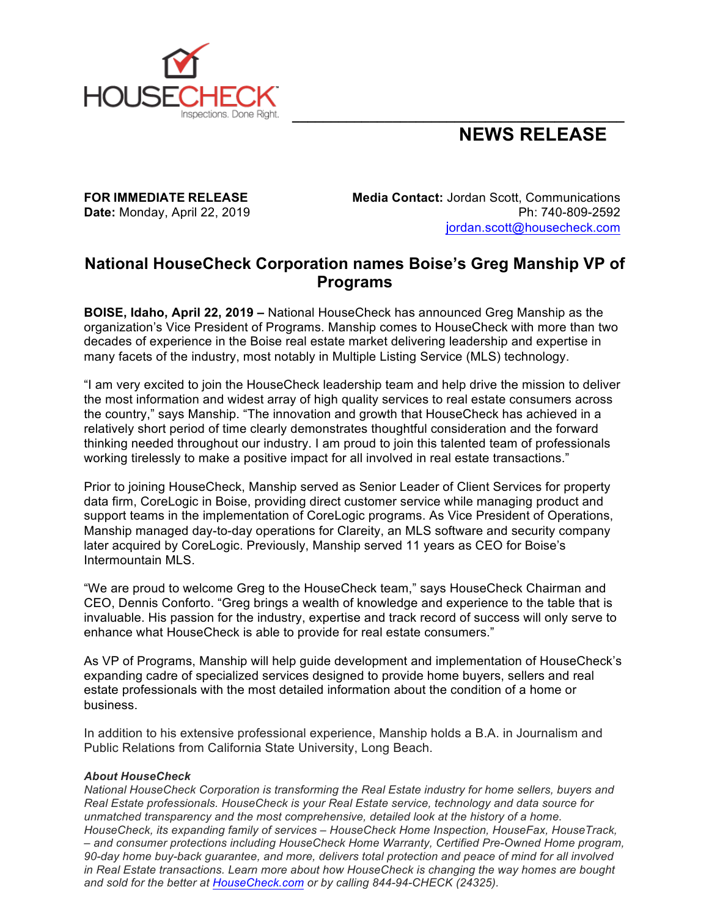HOUSECHECK
Inspections. Done Right.

# NEWS RELEASE

**FOR IMMEDIATE RELEASE**
**Date:** Monday, April 22, 2019

**Media Contact:** Jordan Scott, Communications
Ph: 740-809-2592
jordan.scott@housecheck.com

## National HouseCheck Corporation names Boise's Greg Manship VP of Programs

**BOISE, Idaho, April 22, 2019 –** National HouseCheck has announced Greg Manship as the organization's Vice President of Programs. Manship comes to HouseCheck with more than two decades of experience in the Boise real estate market delivering leadership and expertise in many facets of the industry, most notably in Multiple Listing Service (MLS) technology.

"I am very excited to join the HouseCheck leadership team and help drive the mission to deliver the most information and widest array of high quality services to real estate consumers across the country," says Manship. "The innovation and growth that HouseCheck has achieved in a relatively short period of time clearly demonstrates thoughtful consideration and the forward thinking needed throughout our industry. I am proud to join this talented team of professionals working tirelessly to make a positive impact for all involved in real estate transactions."

Prior to joining HouseCheck, Manship served as Senior Leader of Client Services for property data firm, CoreLogic in Boise, providing direct customer service while managing product and support teams in the implementation of CoreLogic programs. As Vice President of Operations, Manship managed day-to-day operations for Clareity, an MLS software and security company later acquired by CoreLogic. Previously, Manship served 11 years as CEO for Boise's Intermountain MLS.

"We are proud to welcome Greg to the HouseCheck team," says HouseCheck Chairman and CEO, Dennis Conforto. "Greg brings a wealth of knowledge and experience to the table that is invaluable. His passion for the industry, expertise and track record of success will only serve to enhance what HouseCheck is able to provide for real estate consumers."

As VP of Programs, Manship will help guide development and implementation of HouseCheck's expanding cadre of specialized services designed to provide home buyers, sellers and real estate professionals with the most detailed information about the condition of a home or business.

In addition to his extensive professional experience, Manship holds a B.A. in Journalism and Public Relations from California State University, Long Beach.

***About HouseCheck***
*National HouseCheck Corporation is transforming the Real Estate industry for home sellers, buyers and Real Estate professionals. HouseCheck is your Real Estate service, technology and data source for unmatched transparency and the most comprehensive, detailed look at the history of a home. HouseCheck, its expanding family of services – HouseCheck Home Inspection, HouseFax, HouseTrack, – and consumer protections including HouseCheck Home Warranty, Certified Pre-Owned Home program, 90-day home buy-back guarantee, and more, delivers total protection and peace of mind for all involved in Real Estate transactions. Learn more about how HouseCheck is changing the way homes are bought and sold for the better at HouseCheck.com or by calling 844-94-CHECK (24325).*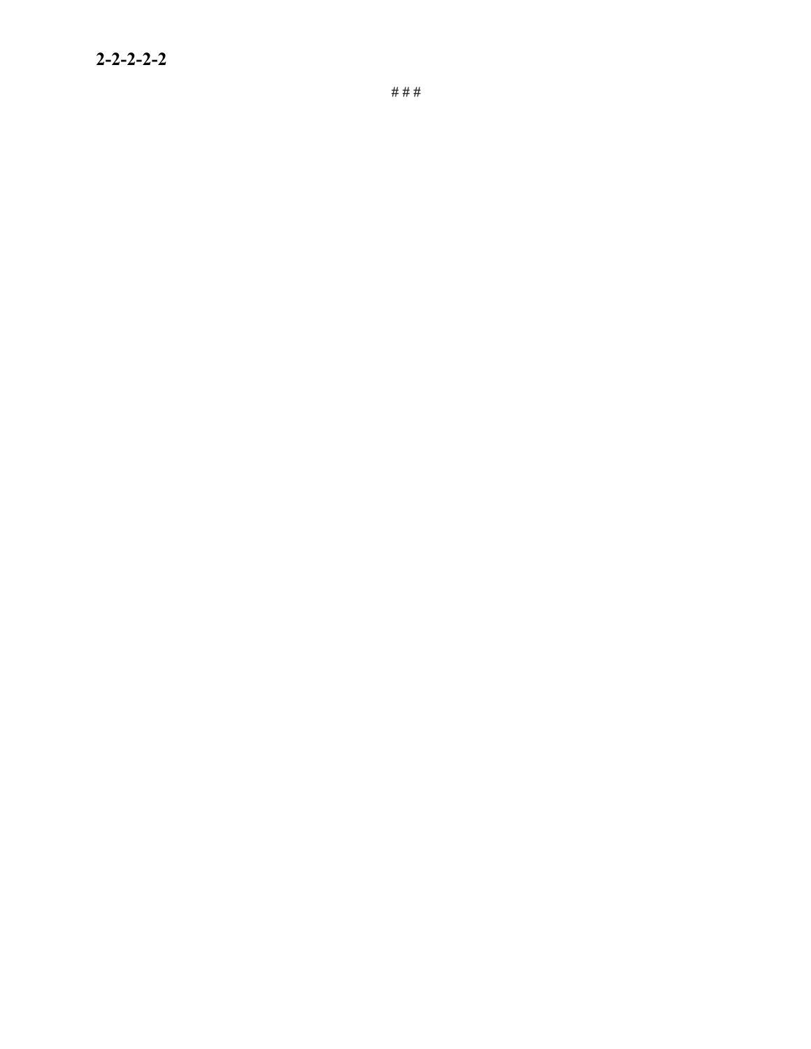**2-2-2-2-2**

# # #